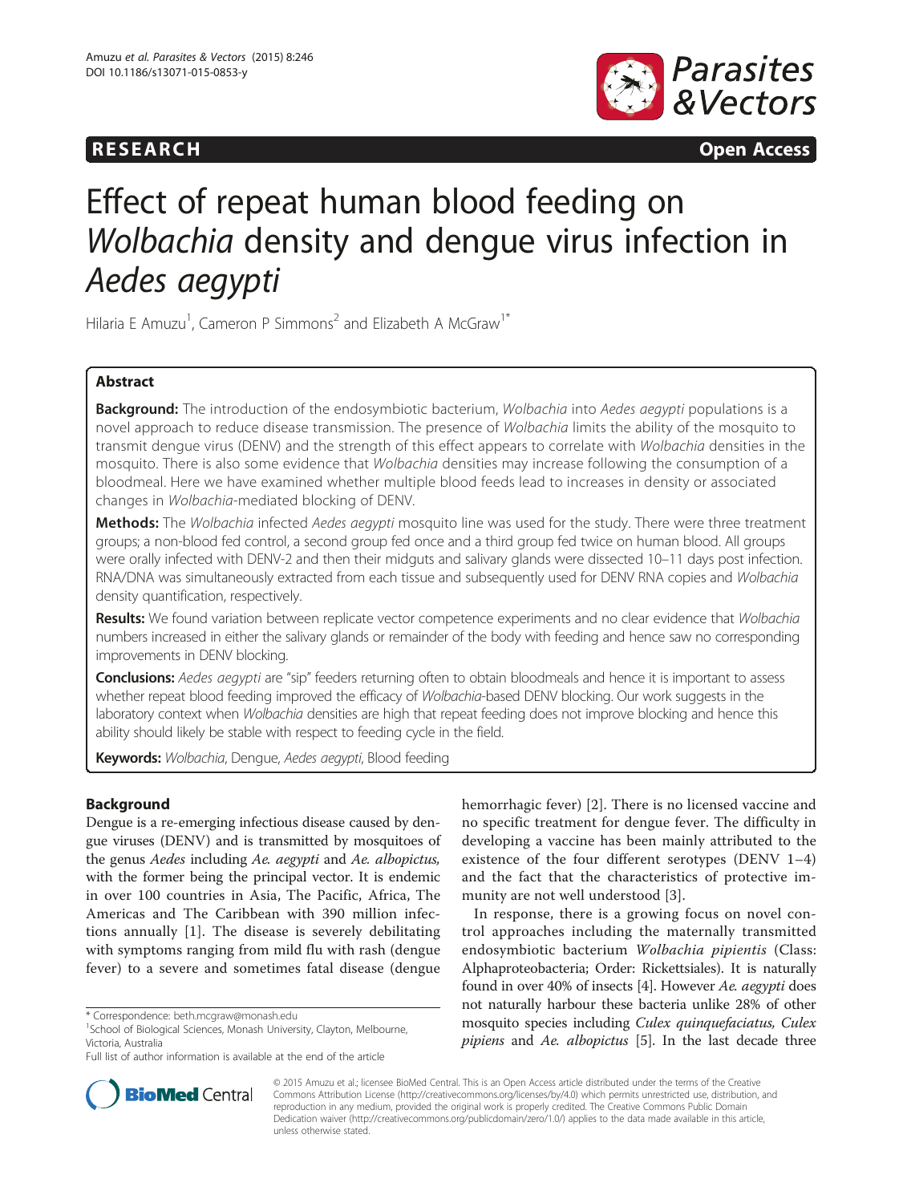**RESEARCH** **Open Access**

# Effect of repeat human blood feeding on *Wolbachia* density and dengue virus infection in *Aedes aegypti*

Hilaria E Amuzu[1], Cameron P Simmons[2] and Elizabeth A McGraw[1*]

## Abstract

**Background:** The introduction of the endosymbiotic bacterium, *Wolbachia* into *Aedes aegypti* populations is a novel approach to reduce disease transmission. The presence of *Wolbachia* limits the ability of the mosquito to transmit dengue virus (DENV) and the strength of this effect appears to correlate with *Wolbachia* densities in the mosquito. There is also some evidence that *Wolbachia* densities may increase following the consumption of a bloodmeal. Here we have examined whether multiple blood feeds lead to increases in density or associated changes in *Wolbachia*-mediated blocking of DENV.

**Methods:** The *Wolbachia* infected *Aedes aegypti* mosquito line was used for the study. There were three treatment groups; a non-blood fed control, a second group fed once and a third group fed twice on human blood. All groups were orally infected with DENV-2 and then their midguts and salivary glands were dissected 10–11 days post infection. RNA/DNA was simultaneously extracted from each tissue and subsequently used for DENV RNA copies and *Wolbachia* density quantification, respectively.

**Results:** We found variation between replicate vector competence experiments and no clear evidence that *Wolbachia* numbers increased in either the salivary glands or remainder of the body with feeding and hence saw no corresponding improvements in DENV blocking.

**Conclusions:** *Aedes aegypti* are "sip" feeders returning often to obtain bloodmeals and hence it is important to assess whether repeat blood feeding improved the efficacy of *Wolbachia*-based DENV blocking. Our work suggests in the laboratory context when *Wolbachia* densities are high that repeat feeding does not improve blocking and hence this ability should likely be stable with respect to feeding cycle in the field.

**Keywords:** *Wolbachia*, Dengue, *Aedes aegypti*, Blood feeding

## Background

Dengue is a re-emerging infectious disease caused by dengue viruses (DENV) and is transmitted by mosquitoes of the genus *Aedes* including *Ae. aegypti* and *Ae. albopictus,* with the former being the principal vector. It is endemic in over 100 countries in Asia, The Pacific, Africa, The Americas and The Caribbean with 390 million infections annually [1]. The disease is severely debilitating with symptoms ranging from mild flu with rash (dengue fever) to a severe and sometimes fatal disease (dengue hemorrhagic fever) [2]. There is no licensed vaccine and no specific treatment for dengue fever. The difficulty in developing a vaccine has been mainly attributed to the existence of the four different serotypes (DENV 1–4) and the fact that the characteristics of protective immunity are not well understood [3].

In response, there is a growing focus on novel control approaches including the maternally transmitted endosymbiotic bacterium *Wolbachia pipientis* (Class: Alphaproteobacteria; Order: Rickettsiales). It is naturally found in over 40% of insects [4]. However *Ae. aegypti* does not naturally harbour these bacteria unlike 28% of other mosquito species including *Culex quinquefaciatus, Culex pipiens* and *Ae. albopictus* [5]. In the last decade three

\* Correspondence: beth.mcgraw@monash.edu
[1]School of Biological Sciences, Monash University, Clayton, Melbourne, Victoria, Australia
Full list of author information is available at the end of the article

© 2015 Amuzu et al.; licensee BioMed Central. This is an Open Access article distributed under the terms of the Creative Commons Attribution License (http://creativecommons.org/licenses/by/4.0) which permits unrestricted use, distribution, and reproduction in any medium, provided the original work is properly credited. The Creative Commons Public Domain Dedication waiver (http://creativecommons.org/publicdomain/zero/1.0/) applies to the data made available in this article, unless otherwise stated.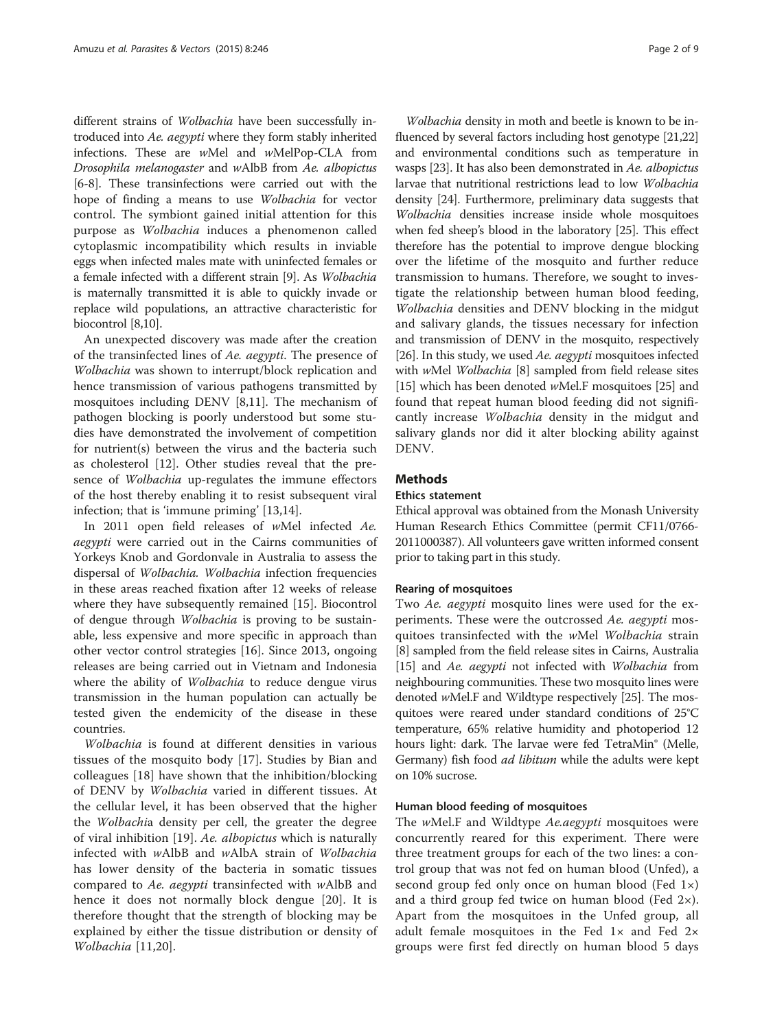different strains of *Wolbachia* have been successfully introduced into *Ae. aegypti* where they form stably inherited infections. These are *w*Mel and *w*MelPop-CLA from *Drosophila melanogaster* and *w*AlbB from *Ae. albopictus* [6-8]. These transinfections were carried out with the hope of finding a means to use *Wolbachia* for vector control. The symbiont gained initial attention for this purpose as *Wolbachia* induces a phenomenon called cytoplasmic incompatibility which results in inviable eggs when infected males mate with uninfected females or a female infected with a different strain [9]. As *Wolbachia* is maternally transmitted it is able to quickly invade or replace wild populations, an attractive characteristic for biocontrol [8,10].

An unexpected discovery was made after the creation of the transinfected lines of *Ae. aegypti*. The presence of *Wolbachia* was shown to interrupt/block replication and hence transmission of various pathogens transmitted by mosquitoes including DENV [8,11]. The mechanism of pathogen blocking is poorly understood but some studies have demonstrated the involvement of competition for nutrient(s) between the virus and the bacteria such as cholesterol [12]. Other studies reveal that the presence of *Wolbachia* up-regulates the immune effectors of the host thereby enabling it to resist subsequent viral infection; that is 'immune priming' [13,14].

In 2011 open field releases of *w*Mel infected *Ae. aegypti* were carried out in the Cairns communities of Yorkeys Knob and Gordonvale in Australia to assess the dispersal of *Wolbachia*. *Wolbachia* infection frequencies in these areas reached fixation after 12 weeks of release where they have subsequently remained [15]. Biocontrol of dengue through *Wolbachia* is proving to be sustainable, less expensive and more specific in approach than other vector control strategies [16]. Since 2013, ongoing releases are being carried out in Vietnam and Indonesia where the ability of *Wolbachia* to reduce dengue virus transmission in the human population can actually be tested given the endemicity of the disease in these countries.

*Wolbachia* is found at different densities in various tissues of the mosquito body [17]. Studies by Bian and colleagues [18] have shown that the inhibition/blocking of DENV by *Wolbachia* varied in different tissues. At the cellular level, it has been observed that the higher the *Wolbachia* density per cell, the greater the degree of viral inhibition [19]. *Ae. albopictus* which is naturally infected with *w*AlbB and *w*AlbA strain of *Wolbachia* has lower density of the bacteria in somatic tissues compared to *Ae. aegypti* transinfected with *w*AlbB and hence it does not normally block dengue [20]. It is therefore thought that the strength of blocking may be explained by either the tissue distribution or density of *Wolbachia* [11,20].

*Wolbachia* density in moth and beetle is known to be influenced by several factors including host genotype [21,22] and environmental conditions such as temperature in wasps [23]. It has also been demonstrated in *Ae. albopictus* larvae that nutritional restrictions lead to low *Wolbachia* density [24]. Furthermore, preliminary data suggests that *Wolbachia* densities increase inside whole mosquitoes when fed sheep's blood in the laboratory [25]. This effect therefore has the potential to improve dengue blocking over the lifetime of the mosquito and further reduce transmission to humans. Therefore, we sought to investigate the relationship between human blood feeding, *Wolbachia* densities and DENV blocking in the midgut and salivary glands, the tissues necessary for infection and transmission of DENV in the mosquito, respectively [26]. In this study, we used *Ae. aegypti* mosquitoes infected with *w*Mel *Wolbachia* [8] sampled from field release sites [15] which has been denoted *w*Mel.F mosquitoes [25] and found that repeat human blood feeding did not significantly increase *Wolbachia* density in the midgut and salivary glands nor did it alter blocking ability against DENV.

## Methods

### Ethics statement

Ethical approval was obtained from the Monash University Human Research Ethics Committee (permit CF11/0766-2011000387). All volunteers gave written informed consent prior to taking part in this study.

#### Rearing of mosquitoes

Two *Ae. aegypti* mosquito lines were used for the experiments. These were the outcrossed *Ae. aegypti* mosquitoes transinfected with the *w*Mel *Wolbachia* strain [8] sampled from the field release sites in Cairns, Australia [15] and *Ae. aegypti* not infected with *Wolbachia* from neighbouring communities. These two mosquito lines were denoted *w*Mel.F and Wildtype respectively [25]. The mosquitoes were reared under standard conditions of 25°C temperature, 65% relative humidity and photoperiod 12 hours light: dark. The larvae were fed TetraMin® (Melle, Germany) fish food *ad libitum* while the adults were kept on 10% sucrose.

#### Human blood feeding of mosquitoes

The *w*Mel.F and Wildtype *Ae.aegypti* mosquitoes were concurrently reared for this experiment. There were three treatment groups for each of the two lines: a control group that was not fed on human blood (Unfed), a second group fed only once on human blood (Fed 1×) and a third group fed twice on human blood (Fed 2×). Apart from the mosquitoes in the Unfed group, all adult female mosquitoes in the Fed 1× and Fed 2× groups were first fed directly on human blood 5 days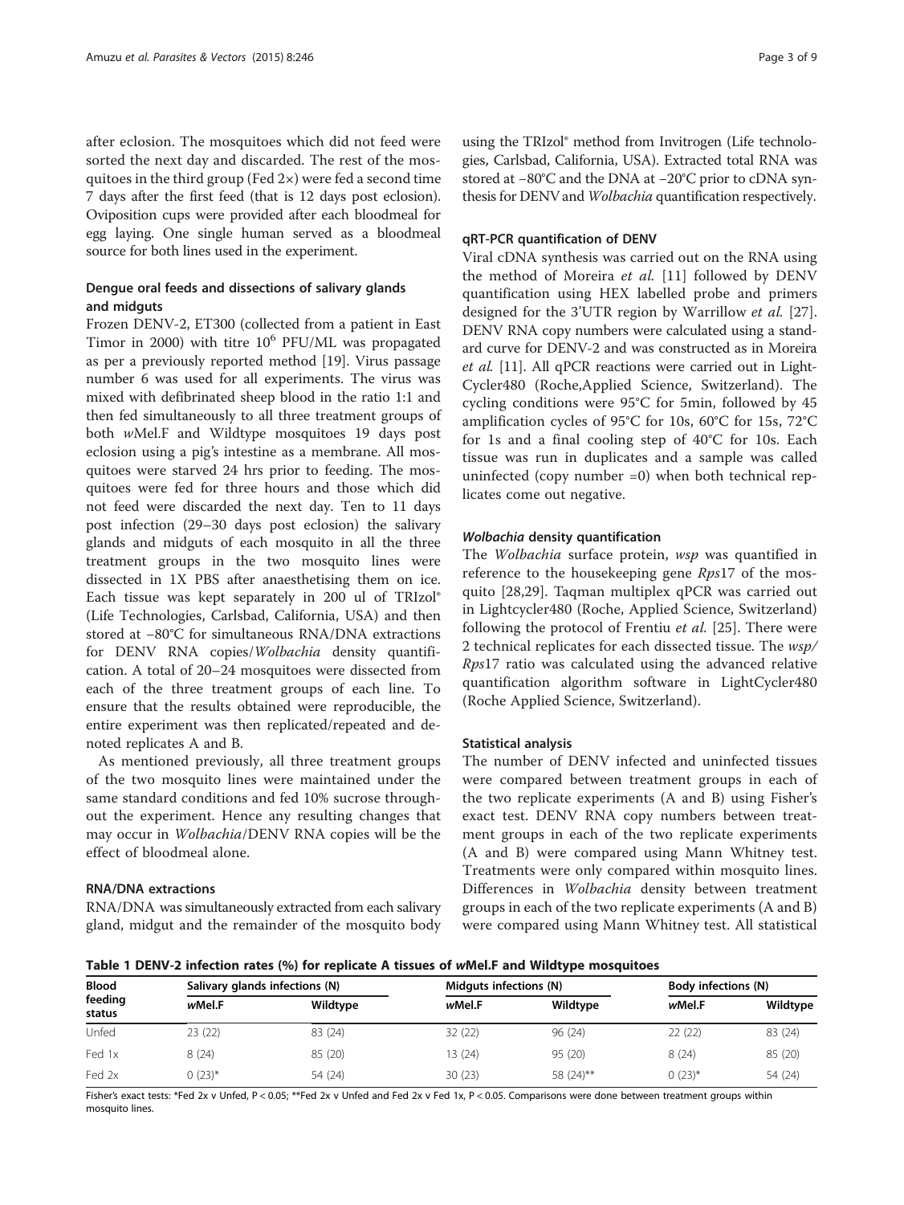after eclosion. The mosquitoes which did not feed were sorted the next day and discarded. The rest of the mosquitoes in the third group (Fed 2×) were fed a second time 7 days after the first feed (that is 12 days post eclosion). Oviposition cups were provided after each bloodmeal for egg laying. One single human served as a bloodmeal source for both lines used in the experiment.

### Dengue oral feeds and dissections of salivary glands and midguts

Frozen DENV-2, ET300 (collected from a patient in East Timor in 2000) with titre $10^6$ PFU/ML was propagated as per a previously reported method [19]. Virus passage number 6 was used for all experiments. The virus was mixed with defibrinated sheep blood in the ratio 1:1 and then fed simultaneously to all three treatment groups of both *w*Mel.F and Wildtype mosquitoes 19 days post eclosion using a pig's intestine as a membrane. All mosquitoes were starved 24 hrs prior to feeding. The mosquitoes were fed for three hours and those which did not feed were discarded the next day. Ten to 11 days post infection (29–30 days post eclosion) the salivary glands and midguts of each mosquito in all the three treatment groups in the two mosquito lines were dissected in 1X PBS after anaesthetising them on ice. Each tissue was kept separately in 200 ul of TRIzol® (Life Technologies, Carlsbad, California, USA) and then stored at −80°C for simultaneous RNA/DNA extractions for DENV RNA copies/*Wolbachia* density quantification. A total of 20–24 mosquitoes were dissected from each of the three treatment groups of each line. To ensure that the results obtained were reproducible, the entire experiment was then replicated/repeated and denoted replicates A and B.

As mentioned previously, all three treatment groups of the two mosquito lines were maintained under the same standard conditions and fed 10% sucrose throughout the experiment. Hence any resulting changes that may occur in *Wolbachia*/DENV RNA copies will be the effect of bloodmeal alone.

### RNA/DNA extractions

RNA/DNA was simultaneously extracted from each salivary gland, midgut and the remainder of the mosquito body using the TRIzol® method from Invitrogen (Life technologies, Carlsbad, California, USA). Extracted total RNA was stored at −80°C and the DNA at −20°C prior to cDNA synthesis for DENV and *Wolbachia* quantification respectively.

### qRT-PCR quantification of DENV

Viral cDNA synthesis was carried out on the RNA using the method of Moreira *et al.* [11] followed by DENV quantification using HEX labelled probe and primers designed for the 3'UTR region by Warrillow *et al.* [27]. DENV RNA copy numbers were calculated using a standard curve for DENV-2 and was constructed as in Moreira *et al.* [11]. All qPCR reactions were carried out in LightCycler480 (Roche,Applied Science, Switzerland). The cycling conditions were 95°C for 5min, followed by 45 amplification cycles of 95°C for 10s, 60°C for 15s, 72°C for 1s and a final cooling step of 40°C for 10s. Each tissue was run in duplicates and a sample was called uninfected (copy number =0) when both technical replicates come out negative.

### *Wolbachia* density quantification

The *Wolbachia* surface protein, *wsp* was quantified in reference to the housekeeping gene *Rps*17 of the mosquito [28,29]. Taqman multiplex qPCR was carried out in Lightcycler480 (Roche, Applied Science, Switzerland) following the protocol of Frentiu *et al.* [25]. There were 2 technical replicates for each dissected tissue. The *wsp*/*Rps*17 ratio was calculated using the advanced relative quantification algorithm software in LightCycler480 (Roche Applied Science, Switzerland).

### Statistical analysis

The number of DENV infected and uninfected tissues were compared between treatment groups in each of the two replicate experiments (A and B) using Fisher's exact test. DENV RNA copy numbers between treatment groups in each of the two replicate experiments (A and B) were compared using Mann Whitney test. Treatments were only compared within mosquito lines. Differences in *Wolbachia* density between treatment groups in each of the two replicate experiments (A and B) were compared using Mann Whitney test. All statistical

**Table 1 DENV-2 infection rates (%) for replicate A tissues of *w*Mel.F and Wildtype mosquitoes**

| Blood feeding status | Salivary glands infections (N) | | Midguts infections (N) | | Body infections (N) | |
|---|---|---|---|---|---|---|
| | *w*Mel.F | Wildtype | *w*Mel.F | Wildtype | *w*Mel.F | Wildtype |
| Unfed | 23 (22) | 83 (24) | 32 (22) | 96 (24) | 22 (22) | 83 (24) |
| Fed 1x | 8 (24) | 85 (20) | 13 (24) | 95 (20) | 8 (24) | 85 (20) |
| Fed 2x | 0 (23)* | 54 (24) | 30 (23) | 58 (24)** | 0 (23)* | 54 (24) |

Fisher's exact tests: *Fed 2x v Unfed, $P < 0.05$; **Fed 2x v Unfed and Fed 2x v Fed 1x, $P < 0.05$. Comparisons were done between treatment groups within mosquito lines.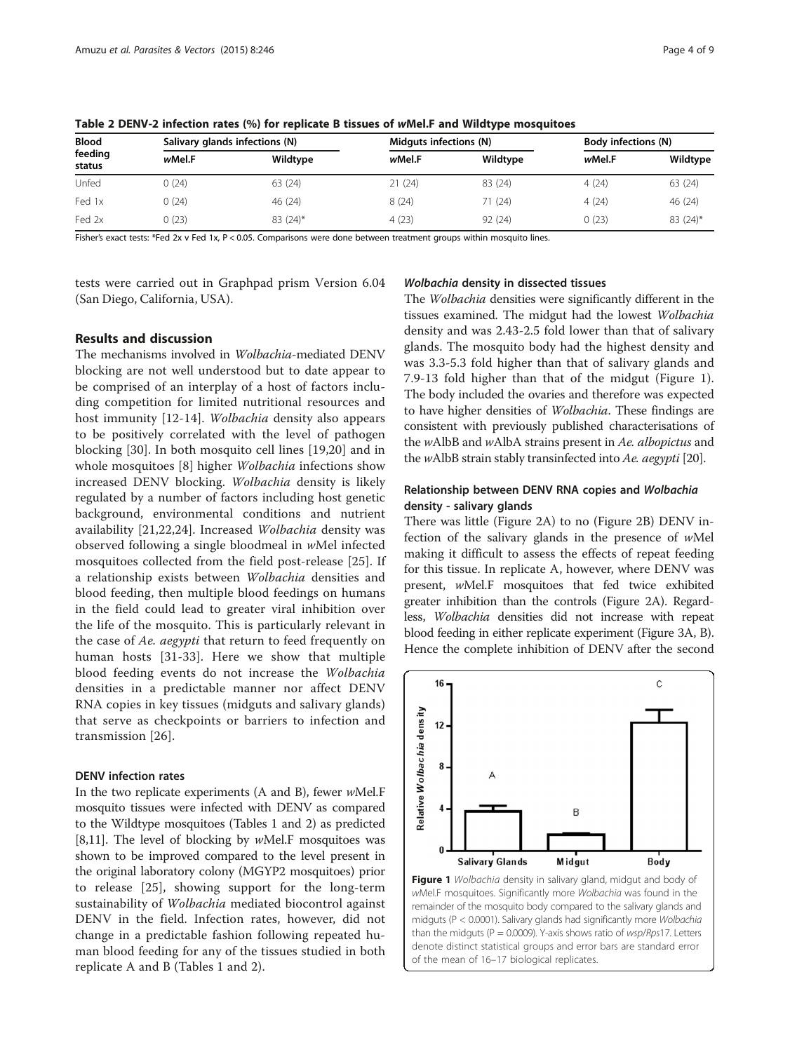**Table 2 DENV-2 infection rates (%) for replicate B tissues of *w*Mel.F and Wildtype mosquitoes**

| Blood feeding status | Salivary glands infections (N) | | Midguts infections (N) | | Body infections (N) | |
|---|---|---|---|---|---|---|
| | *w*Mel.F | Wildtype | *w*Mel.F | Wildtype | *w*Mel.F | Wildtype |
| Unfed | 0 (24) | 63 (24) | 21 (24) | 83 (24) | 4 (24) | 63 (24) |
| Fed 1x | 0 (24) | 46 (24) | 8 (24) | 71 (24) | 4 (24) | 46 (24) |
| Fed 2x | 0 (23) | 83 (24)* | 4 (23) | 92 (24) | 0 (23) | 83 (24)* |

Fisher's exact tests: *Fed 2x v Fed 1x, P < 0.05. Comparisons were done between treatment groups within mosquito lines.

tests were carried out in Graphpad prism Version 6.04 (San Diego, California, USA).

## Results and discussion

The mechanisms involved in *Wolbachia*-mediated DENV blocking are not well understood but to date appear to be comprised of an interplay of a host of factors including competition for limited nutritional resources and host immunity [12-14]. *Wolbachia* density also appears to be positively correlated with the level of pathogen blocking [30]. In both mosquito cell lines [19,20] and in whole mosquitoes [8] higher *Wolbachia* infections show increased DENV blocking. *Wolbachia* density is likely regulated by a number of factors including host genetic background, environmental conditions and nutrient availability [21,22,24]. Increased *Wolbachia* density was observed following a single bloodmeal in *w*Mel infected mosquitoes collected from the field post-release [25]. If a relationship exists between *Wolbachia* densities and blood feeding, then multiple blood feedings on humans in the field could lead to greater viral inhibition over the life of the mosquito. This is particularly relevant in the case of *Ae. aegypti* that return to feed frequently on human hosts [31-33]. Here we show that multiple blood feeding events do not increase the *Wolbachia* densities in a predictable manner nor affect DENV RNA copies in key tissues (midguts and salivary glands) that serve as checkpoints or barriers to infection and transmission [26].

### DENV infection rates

In the two replicate experiments (A and B), fewer *w*Mel.F mosquito tissues were infected with DENV as compared to the Wildtype mosquitoes (Tables 1 and 2) as predicted [8,11]. The level of blocking by *w*Mel.F mosquitoes was shown to be improved compared to the level present in the original laboratory colony (MGYP2 mosquitoes) prior to release [25], showing support for the long-term sustainability of *Wolbachia* mediated biocontrol against DENV in the field. Infection rates, however, did not change in a predictable fashion following repeated human blood feeding for any of the tissues studied in both replicate A and B (Tables 1 and 2).

### *Wolbachia* density in dissected tissues

The *Wolbachia* densities were significantly different in the tissues examined. The midgut had the lowest *Wolbachia* density and was 2.43-2.5 fold lower than that of salivary glands. The mosquito body had the highest density and was 3.3-5.3 fold higher than that of salivary glands and 7.9-13 fold higher than that of the midgut (Figure 1). The body included the ovaries and therefore was expected to have higher densities of *Wolbachia*. These findings are consistent with previously published characterisations of the *w*AlbB and *w*AlbA strains present in *Ae. albopictus* and the *w*AlbB strain stably transinfected into *Ae. aegypti* [20].

### Relationship between DENV RNA copies and *Wolbachia* density - salivary glands

There was little (Figure 2A) to no (Figure 2B) DENV infection of the salivary glands in the presence of *w*Mel making it difficult to assess the effects of repeat feeding for this tissue. In replicate A, however, where DENV was present, *w*Mel.F mosquitoes that fed twice exhibited greater inhibition than the controls (Figure 2A). Regardless, *Wolbachia* densities did not increase with repeat blood feeding in either replicate experiment (Figure 3A, B). Hence the complete inhibition of DENV after the second

**Figure 1** *Wolbachia* density in salivary gland, midgut and body of *w*Mel.F mosquitoes. Significantly more *Wolbachia* was found in the remainder of the mosquito body compared to the salivary glands and midguts (P < 0.0001). Salivary glands had significantly more *Wolbachia* than the midguts (P = 0.0009). Y-axis shows ratio of *wsp*/*Rps*17. Letters denote distinct statistical groups and error bars are standard error of the mean of 16–17 biological replicates.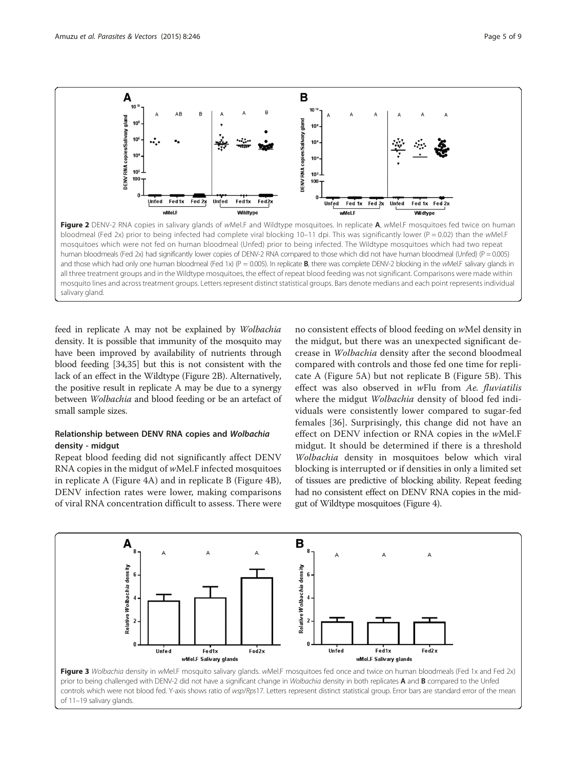**Figure 2** DENV-2 RNA copies in salivary glands of *w*Mel.F and Wildtype mosquitoes. In replicate **A**, *w*Mel.F mosquitoes fed twice on human bloodmeal (Fed 2x) prior to being infected had complete viral blocking 10–11 dpi. This was significantly lower (P = 0.02) than the *w*Mel.F mosquitoes which were not fed on human bloodmeal (Unfed) prior to being infected. The Wildtype mosquitoes which had two repeat human bloodmeals (Fed 2x) had significantly lower copies of DENV-2 RNA compared to those which did not have human bloodmeal (Unfed) (P = 0.005) and those which had only one human bloodmeal (Fed 1x) (P = 0.005). In replicate **B**, there was complete DENV-2 blocking in the *w*Mel.F salivary glands in all three treatment groups and in the Wildtype mosquitoes, the effect of repeat blood feeding was not significant. Comparisons were made within mosquito lines and across treatment groups. Letters represent distinct statistical groups. Bars denote medians and each point represents individual salivary gland.

feed in replicate A may not be explained by *Wolbachia* density. It is possible that immunity of the mosquito may have been improved by availability of nutrients through blood feeding [34,35] but this is not consistent with the lack of an effect in the Wildtype (Figure 2B). Alternatively, the positive result in replicate A may be due to a synergy between *Wolbachia* and blood feeding or be an artefact of small sample sizes.

### Relationship between DENV RNA copies and *Wolbachia* density - midgut

Repeat blood feeding did not significantly affect DENV RNA copies in the midgut of *w*Mel.F infected mosquitoes in replicate A (Figure 4A) and in replicate B (Figure 4B), DENV infection rates were lower, making comparisons of viral RNA concentration difficult to assess. There were no consistent effects of blood feeding on *w*Mel density in the midgut, but there was an unexpected significant decrease in *Wolbachia* density after the second bloodmeal compared with controls and those fed one time for replicate A (Figure 5A) but not replicate B (Figure 5B). This effect was also observed in *w*Flu from *Ae. fluviatilis* where the midgut *Wolbachia* density of blood fed individuals were consistently lower compared to sugar-fed females [36]. Surprisingly, this change did not have an effect on DENV infection or RNA copies in the *w*Mel.F midgut. It should be determined if there is a threshold *Wolbachia* density in mosquitoes below which viral blocking is interrupted or if densities in only a limited set of tissues are predictive of blocking ability. Repeat feeding had no consistent effect on DENV RNA copies in the midgut of Wildtype mosquitoes (Figure 4).

**Figure 3** *Wolbachia* density in *w*Mel.F mosquito salivary glands. *w*Mel.F mosquitoes fed once and twice on human bloodmeals (Fed 1x and Fed 2x) prior to being challenged with DENV-2 did not have a significant change in *Wolbachia* density in both replicates **A** and **B** compared to the Unfed controls which were not blood fed. Y-axis shows ratio of *wsp*/*Rps*17. Letters represent distinct statistical group. Error bars are standard error of the mean of 11–19 salivary glands.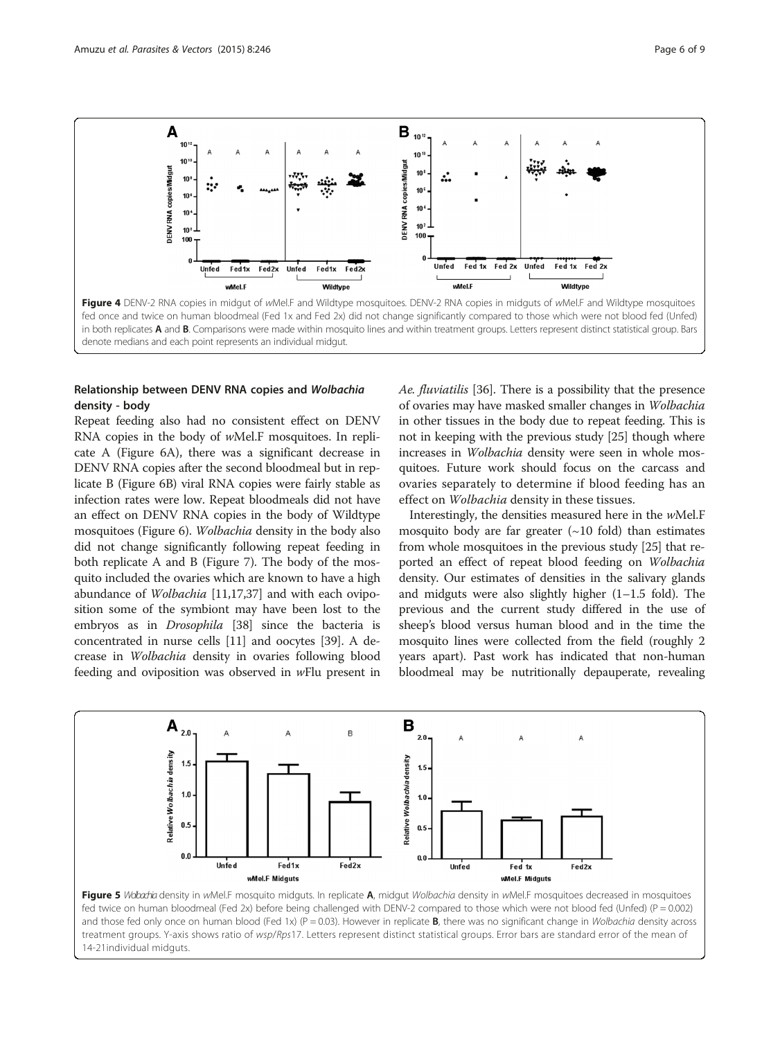Figure 4 DENV-2 RNA copies in midgut of *w*Mel.F and Wildtype mosquitoes. DENV-2 RNA copies in midguts of *w*Mel.F and Wildtype mosquitoes fed once and twice on human bloodmeal (Fed 1x and Fed 2x) did not change significantly compared to those which were not blood fed (Unfed) in both replicates **A** and **B**. Comparisons were made within mosquito lines and within treatment groups. Letters represent distinct statistical group. Bars denote medians and each point represents an individual midgut.

### Relationship between DENV RNA copies and *Wolbachia* density - body

Repeat feeding also had no consistent effect on DENV RNA copies in the body of *w*Mel.F mosquitoes. In replicate A (Figure 6A), there was a significant decrease in DENV RNA copies after the second bloodmeal but in replicate B (Figure 6B) viral RNA copies were fairly stable as infection rates were low. Repeat bloodmeals did not have an effect on DENV RNA copies in the body of Wildtype mosquitoes (Figure 6). *Wolbachia* density in the body also did not change significantly following repeat feeding in both replicate A and B (Figure 7). The body of the mosquito included the ovaries which are known to have a high abundance of *Wolbachia* [11,17,37] and with each oviposition some of the symbiont may have been lost to the embryos as in *Drosophila* [38] since the bacteria is concentrated in nurse cells [11] and oocytes [39]. A decrease in *Wolbachia* density in ovaries following blood feeding and oviposition was observed in *w*Flu present in *Ae. fluviatilis* [36]. There is a possibility that the presence of ovaries may have masked smaller changes in *Wolbachia* in other tissues in the body due to repeat feeding. This is not in keeping with the previous study [25] though where increases in *Wolbachia* density were seen in whole mosquitoes. Future work should focus on the carcass and ovaries separately to determine if blood feeding has an effect on *Wolbachia* density in these tissues.

Interestingly, the densities measured here in the *w*Mel.F mosquito body are far greater (~10 fold) than estimates from whole mosquitoes in the previous study [25] that reported an effect of repeat blood feeding on *Wolbachia* density. Our estimates of densities in the salivary glands and midguts were also slightly higher (1–1.5 fold). The previous and the current study differed in the use of sheep's blood versus human blood and in the time the mosquito lines were collected from the field (roughly 2 years apart). Past work has indicated that non-human bloodmeal may be nutritionally depauperate, revealing

Figure 5 *Wolbachia* density in *w*Mel.F mosquito midguts. In replicate **A**, midgut *Wolbachia* density in *w*Mel.F mosquitoes decreased in mosquitoes fed twice on human bloodmeal (Fed 2x) before being challenged with DENV-2 compared to those which were not blood fed (Unfed) ($P = 0.002$) and those fed only once on human blood (Fed 1x) ($P = 0.03$). However in replicate **B**, there was no significant change in *Wolbachia* density across treatment groups. Y-axis shows ratio of *wsp*/*Rps*17. Letters represent distinct statistical groups. Error bars are standard error of the mean of 14-21individual midguts.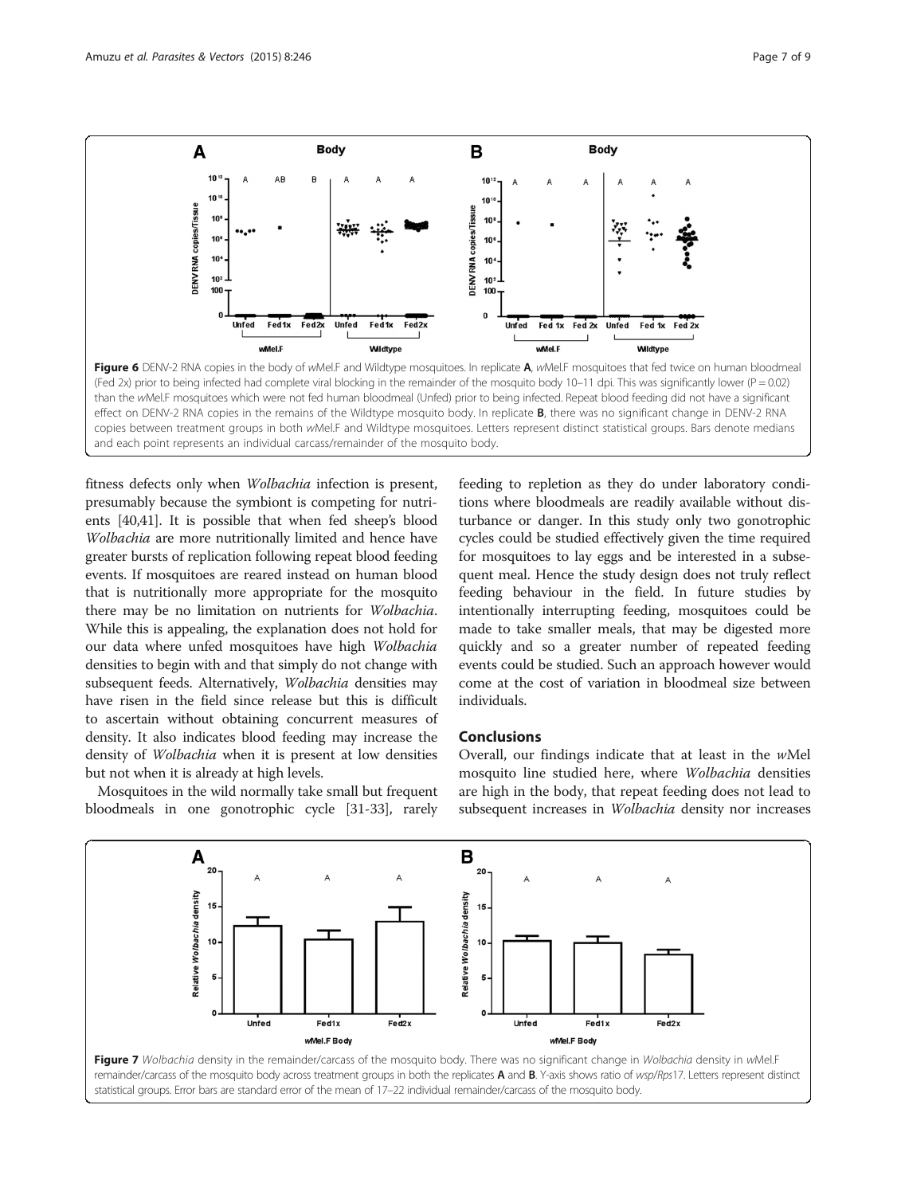Figure 6 DENV-2 RNA copies in the body of *w*Mel.F and Wildtype mosquitoes. In replicate **A**, *w*Mel.F mosquitoes that fed twice on human bloodmeal (Fed 2x) prior to being infected had complete viral blocking in the remainder of the mosquito body 10–11 dpi. This was significantly lower (P = 0.02) than the *w*Mel.F mosquitoes which were not fed human bloodmeal (Unfed) prior to being infected. Repeat blood feeding did not have a significant effect on DENV-2 RNA copies in the remains of the Wildtype mosquito body. In replicate **B**, there was no significant change in DENV-2 RNA copies between treatment groups in both *w*Mel.F and Wildtype mosquitoes. Letters represent distinct statistical groups. Bars denote medians and each point represents an individual carcass/remainder of the mosquito body.

fitness defects only when *Wolbachia* infection is present, presumably because the symbiont is competing for nutrients [40,41]. It is possible that when fed sheep's blood *Wolbachia* are more nutritionally limited and hence have greater bursts of replication following repeat blood feeding events. If mosquitoes are reared instead on human blood that is nutritionally more appropriate for the mosquito there may be no limitation on nutrients for *Wolbachia*. While this is appealing, the explanation does not hold for our data where unfed mosquitoes have high *Wolbachia* densities to begin with and that simply do not change with subsequent feeds. Alternatively, *Wolbachia* densities may have risen in the field since release but this is difficult to ascertain without obtaining concurrent measures of density. It also indicates blood feeding may increase the density of *Wolbachia* when it is present at low densities but not when it is already at high levels.

Mosquitoes in the wild normally take small but frequent bloodmeals in one gonotrophic cycle [31-33], rarely feeding to repletion as they do under laboratory conditions where bloodmeals are readily available without disturbance or danger. In this study only two gonotrophic cycles could be studied effectively given the time required for mosquitoes to lay eggs and be interested in a subsequent meal. Hence the study design does not truly reflect feeding behaviour in the field. In future studies by intentionally interrupting feeding, mosquitoes could be made to take smaller meals, that may be digested more quickly and so a greater number of repeated feeding events could be studied. Such an approach however would come at the cost of variation in bloodmeal size between individuals.

## Conclusions

Overall, our findings indicate that at least in the *w*Mel mosquito line studied here, where *Wolbachia* densities are high in the body, that repeat feeding does not lead to subsequent increases in *Wolbachia* density nor increases

Figure 7 *Wolbachia* density in the remainder/carcass of the mosquito body. There was no significant change in *Wolbachia* density in *w*Mel.F remainder/carcass of the mosquito body across treatment groups in both the replicates **A** and **B**. Y-axis shows ratio of *wsp*/*Rps*17. Letters represent distinct statistical groups. Error bars are standard error of the mean of 17–22 individual remainder/carcass of the mosquito body.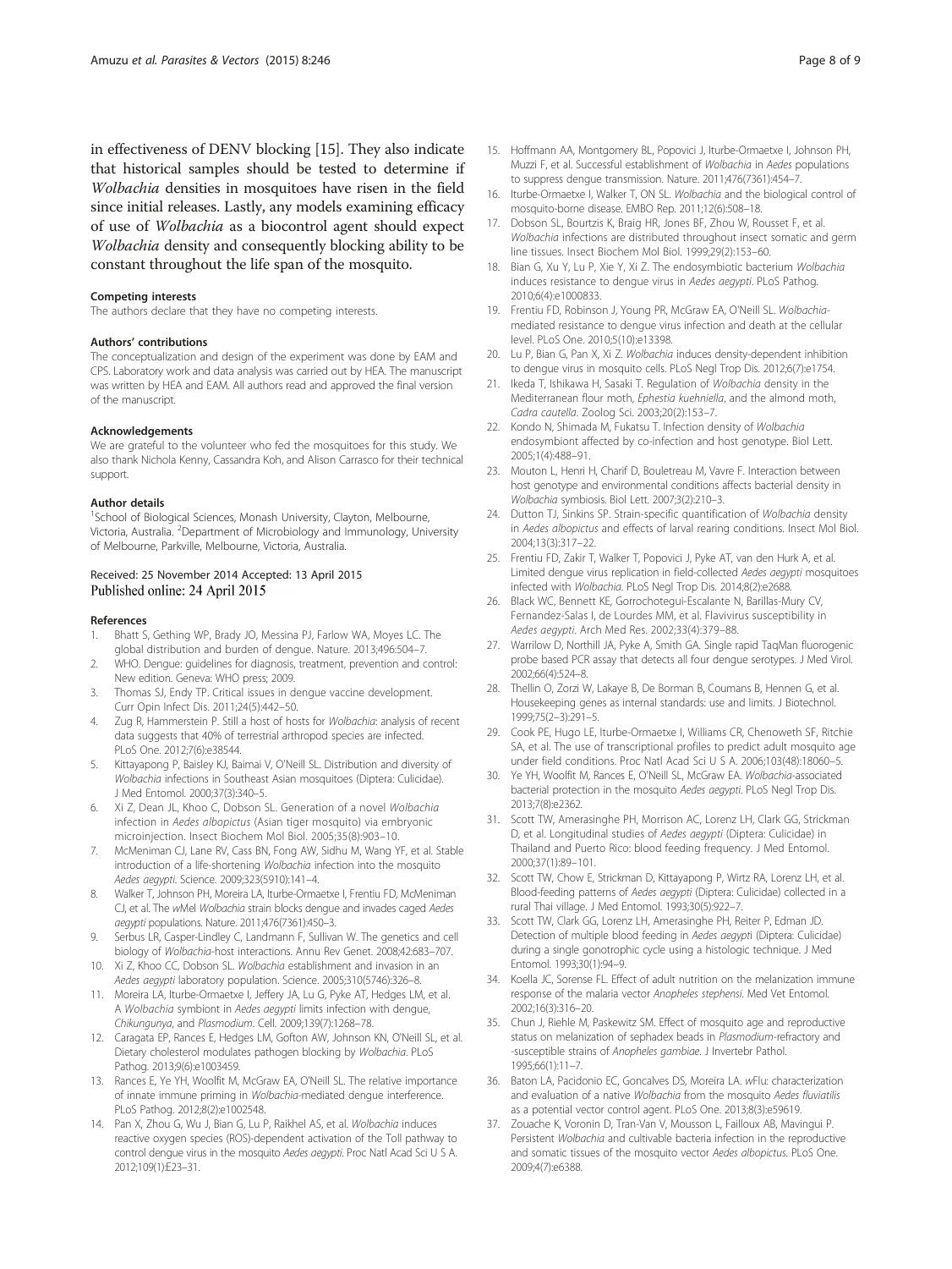in effectiveness of DENV blocking [15]. They also indicate that historical samples should be tested to determine if *Wolbachia* densities in mosquitoes have risen in the field since initial releases. Lastly, any models examining efficacy of use of *Wolbachia* as a biocontrol agent should expect *Wolbachia* density and consequently blocking ability to be constant throughout the life span of the mosquito.

#### Competing interests

The authors declare that they have no competing interests.

#### Authors' contributions

The conceptualization and design of the experiment was done by EAM and CPS. Laboratory work and data analysis was carried out by HEA. The manuscript was written by HEA and EAM. All authors read and approved the final version of the manuscript.

#### Acknowledgements

We are grateful to the volunteer who fed the mosquitoes for this study. We also thank Nichola Kenny, Cassandra Koh, and Alison Carrasco for their technical support.

#### Author details

[1]School of Biological Sciences, Monash University, Clayton, Melbourne, Victoria, Australia. [2]Department of Microbiology and Immunology, University of Melbourne, Parkville, Melbourne, Victoria, Australia.

Received: 25 November 2014 Accepted: 13 April 2015
Published online: 24 April 2015

#### References

1. Bhatt S, Gething WP, Brady JO, Messina PJ, Farlow WA, Moyes LC. The global distribution and burden of dengue. Nature. 2013;496:504–7.
2. WHO. Dengue: guidelines for diagnosis, treatment, prevention and control: New edition. Geneva: WHO press; 2009.
3. Thomas SJ, Endy TP. Critical issues in dengue vaccine development. Curr Opin Infect Dis. 2011;24(5):442–50.
4. Zug R, Hammerstein P. Still a host of hosts for *Wolbachia*: analysis of recent data suggests that 40% of terrestrial arthropod species are infected. PLoS One. 2012;7(6):e38544.
5. Kittayapong P, Baisley KJ, Baimai V, O'Neill SL. Distribution and diversity of *Wolbachia* infections in Southeast Asian mosquitoes (Diptera: Culicidae). J Med Entomol. 2000;37(3):340–5.
6. Xi Z, Dean JL, Khoo C, Dobson SL. Generation of a novel *Wolbachia* infection in *Aedes albopictus* (Asian tiger mosquito) via embryonic microinjection. Insect Biochem Mol Biol. 2005;35(8):903–10.
7. McMeniman CJ, Lane RV, Cass BN, Fong AW, Sidhu M, Wang YF, et al. Stable introduction of a life-shortening *Wolbachia* infection into the mosquito *Aedes aegypti*. Science. 2009;323(5910):141–4.
8. Walker T, Johnson PH, Moreira LA, Iturbe-Ormaetxe I, Frentiu FD, McMeniman CJ, et al. The *w*Mel *Wolbachia* strain blocks dengue and invades caged *Aedes aegypti* populations. Nature. 2011;476(7361):450–3.
9. Serbus LR, Casper-Lindley C, Landmann F, Sullivan W. The genetics and cell biology of *Wolbachia*-host interactions. Annu Rev Genet. 2008;42:683–707.
10. Xi Z, Khoo CC, Dobson SL. *Wolbachia* establishment and invasion in an *Aedes aegypti* laboratory population. Science. 2005;310(5746):326–8.
11. Moreira LA, Iturbe-Ormaetxe I, Jeffery JA, Lu G, Pyke AT, Hedges LM, et al. A *Wolbachia* symbiont in *Aedes aegypti* limits infection with dengue, *Chikungunya*, and *Plasmodium*. Cell. 2009;139(7):1268–78.
12. Caragata EP, Rances E, Hedges LM, Gofton AW, Johnson KN, O'Neill SL, et al. Dietary cholesterol modulates pathogen blocking by *Wolbachia*. PLoS Pathog. 2013;9(6):e1003459.
13. Rances E, Ye YH, Woolfit M, McGraw EA, O'Neill SL. The relative importance of innate immune priming in *Wolbachia*-mediated dengue interference. PLoS Pathog. 2012;8(2):e1002548.
14. Pan X, Zhou G, Wu J, Bian G, Lu P, Raikhel AS, et al. *Wolbachia* induces reactive oxygen species (ROS)-dependent activation of the Toll pathway to control dengue virus in the mosquito *Aedes aegypti*. Proc Natl Acad Sci U S A. 2012;109(1):E23–31.
15. Hoffmann AA, Montgomery BL, Popovici J, Iturbe-Ormaetxe I, Johnson PH, Muzzi F, et al. Successful establishment of *Wolbachia* in *Aedes* populations to suppress dengue transmission. Nature. 2011;476(7361):454–7.
16. Iturbe-Ormaetxe I, Walker T, ON SL. *Wolbachia* and the biological control of mosquito-borne disease. EMBO Rep. 2011;12(6):508–18.
17. Dobson SL, Bourtzis K, Braig HR, Jones BF, Zhou W, Rousset F, et al. *Wolbachia* infections are distributed throughout insect somatic and germ line tissues. Insect Biochem Mol Biol. 1999;29(2):153–60.
18. Bian G, Xu Y, Lu P, Xie Y, Xi Z. The endosymbiotic bacterium *Wolbachia* induces resistance to dengue virus in *Aedes aegypti*. PLoS Pathog. 2010;6(4):e1000833.
19. Frentiu FD, Robinson J, Young PR, McGraw EA, O'Neill SL. *Wolbachia*-mediated resistance to dengue virus infection and death at the cellular level. PLoS One. 2010;5(10):e13398.
20. Lu P, Bian G, Pan X, Xi Z. *Wolbachia* induces density-dependent inhibition to dengue virus in mosquito cells. PLoS Negl Trop Dis. 2012;6(7):e1754.
21. Ikeda T, Ishikawa H, Sasaki T. Regulation of *Wolbachia* density in the Mediterranean flour moth, *Ephestia kuehniella*, and the almond moth, *Cadra cautella*. Zoolog Sci. 2003;20(2):153–7.
22. Kondo N, Shimada M, Fukatsu T. Infection density of *Wolbachia* endosymbiont affected by co-infection and host genotype. Biol Lett. 2005;1(4):488–91.
23. Mouton L, Henri H, Charif D, Bouletreau M, Vavre F. Interaction between host genotype and environmental conditions affects bacterial density in *Wolbachia* symbiosis. Biol Lett. 2007;3(2):210–3.
24. Dutton TJ, Sinkins SP. Strain-specific quantification of *Wolbachia* density in *Aedes albopictus* and effects of larval rearing conditions. Insect Mol Biol. 2004;13(3):317–22.
25. Frentiu FD, Zakir T, Walker T, Popovici J, Pyke AT, van den Hurk A, et al. Limited dengue virus replication in field-collected *Aedes aegypti* mosquitoes infected with *Wolbachia*. PLoS Negl Trop Dis. 2014;8(2):e2688.
26. Black WC, Bennett KE, Gorrochotegui-Escalante N, Barillas-Mury CV, Fernandez-Salas I, de Lourdes MM, et al. Flavivirus susceptibility in *Aedes aegypti*. Arch Med Res. 2002;33(4):379–88.
27. Warrilow D, Northill JA, Pyke A, Smith GA. Single rapid TaqMan fluorogenic probe based PCR assay that detects all four dengue serotypes. J Med Virol. 2002;66(4):524–8.
28. Thellin O, Zorzi W, Lakaye B, De Borman B, Coumans B, Hennen G, et al. Housekeeping genes as internal standards: use and limits. J Biotechnol. 1999;75(2–3):291–5.
29. Cook PE, Hugo LE, Iturbe-Ormaetxe I, Williams CR, Chenoweth SF, Ritchie SA, et al. The use of transcriptional profiles to predict adult mosquito age under field conditions. Proc Natl Acad Sci U S A. 2006;103(48):18060–5.
30. Ye YH, Woolfit M, Rances E, O'Neill SL, McGraw EA. *Wolbachia*-associated bacterial protection in the mosquito *Aedes aegypti*. PLoS Negl Trop Dis. 2013;7(8):e2362.
31. Scott TW, Amerasinghe PH, Morrison AC, Lorenz LH, Clark GG, Strickman D, et al. Longitudinal studies of *Aedes aegypti* (Diptera: Culicidae) in Thailand and Puerto Rico: blood feeding frequency. J Med Entomol. 2000;37(1):89–101.
32. Scott TW, Chow E, Strickman D, Kittayapong P, Wirtz RA, Lorenz LH, et al. Blood-feeding patterns of *Aedes aegypti* (Diptera: Culicidae) collected in a rural Thai village. J Med Entomol. 1993;30(5):922–7.
33. Scott TW, Clark GG, Lorenz LH, Amerasinghe PH, Reiter P, Edman JD. Detection of multiple blood feeding in *Aedes aegypti* (Diptera: Culicidae) during a single gonotrophic cycle using a histologic technique. J Med Entomol. 1993;30(1):94–9.
34. Koella JC, Sorense FL. Effect of adult nutrition on the melanization immune response of the malaria vector *Anopheles stephensi*. Med Vet Entomol. 2002;16(3):316–20.
35. Chun J, Riehle M, Paskewitz SM. Effect of mosquito age and reproductive status on melanization of sephadex beads in *Plasmodium*-refractory and -susceptible strains of *Anopheles gambiae*. J Invertebr Pathol. 1995;66(1):11–7.
36. Baton LA, Pacidonio EC, Goncalves DS, Moreira LA. *w*Flu: characterization and evaluation of a native *Wolbachia* from the mosquito *Aedes fluviatilis* as a potential vector control agent. PLoS One. 2013;8(3):e59619.
37. Zouache K, Voronin D, Tran-Van V, Mousson L, Failloux AB, Mavingui P. Persistent *Wolbachia* and cultivable bacteria infection in the reproductive and somatic tissues of the mosquito vector *Aedes albopictus*. PLoS One. 2009;4(7):e6388.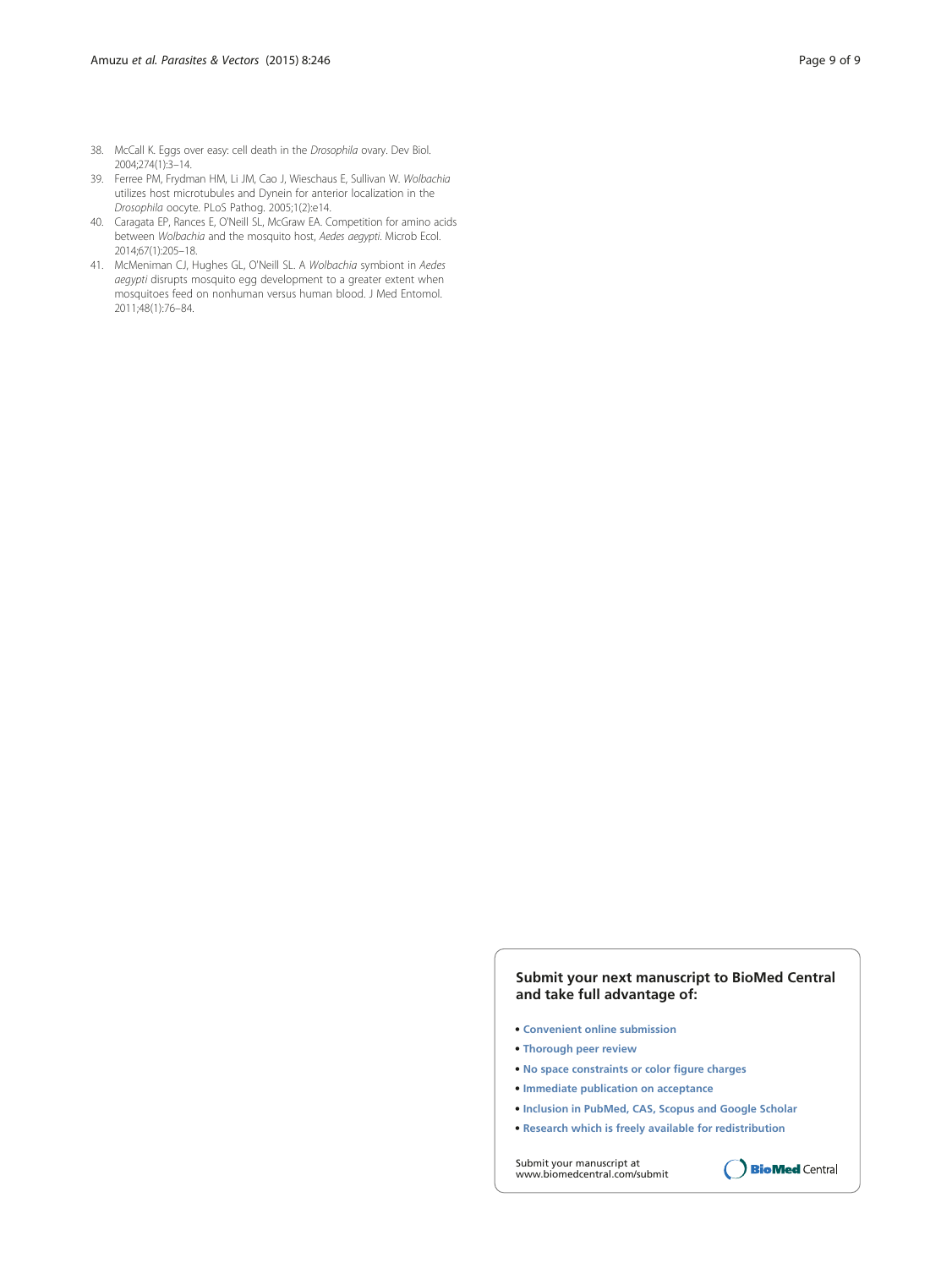38. McCall K. Eggs over easy: cell death in the *Drosophila* ovary. Dev Biol. 2004;274(1):3–14.
39. Ferree PM, Frydman HM, Li JM, Cao J, Wieschaus E, Sullivan W. *Wolbachia* utilizes host microtubules and Dynein for anterior localization in the *Drosophila* oocyte. PLoS Pathog. 2005;1(2):e14.
40. Caragata EP, Rances E, O'Neill SL, McGraw EA. Competition for amino acids between *Wolbachia* and the mosquito host, *Aedes aegypti*. Microb Ecol. 2014;67(1):205–18.
41. McMeniman CJ, Hughes GL, O'Neill SL. A *Wolbachia* symbiont in *Aedes aegypti* disrupts mosquito egg development to a greater extent when mosquitoes feed on nonhuman versus human blood. J Med Entomol. 2011;48(1):76–84.

**Submit your next manuscript to BioMed Central and take full advantage of:**

- **Convenient online submission**
- **Thorough peer review**
- **No space constraints or color figure charges**
- **Immediate publication on acceptance**
- **Inclusion in PubMed, CAS, Scopus and Google Scholar**
- **Research which is freely available for redistribution**

Submit your manuscript at www.biomedcentral.com/submit

BioMed Central